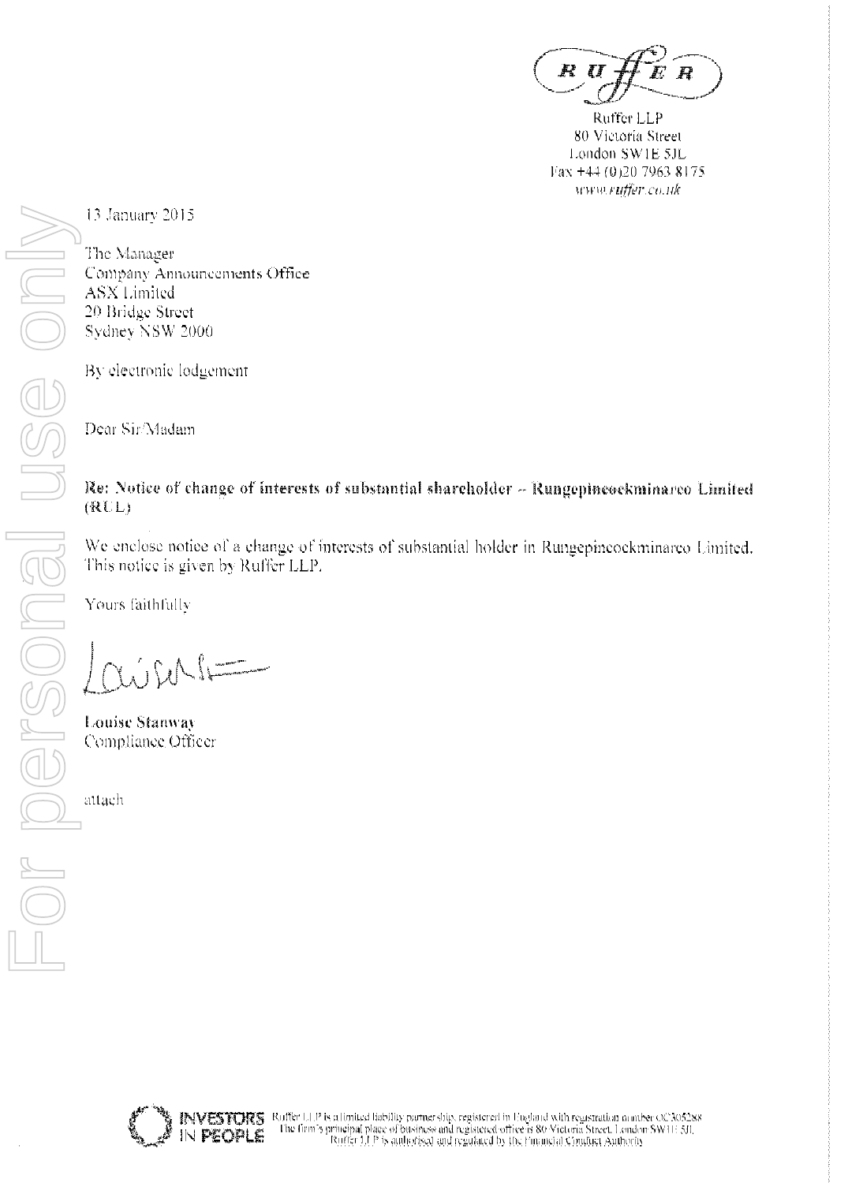RUFFER

Ruffer LLP
80 Victoria Street
London SW1E 5JL
Fax +44 (0)20 7963 8175
*www.ruffer.co.uk*

13 January 2015

The Manager
Company Announcements Office
ASX Limited
20 Bridge Street
Sydney NSW 2000

By electronic lodgement

Dear Sir/Madam

**Re: Notice of change of interests of substantial shareholder – Rungepincockminarco Limited (RUL)**

We enclose notice of a change of interests of substantial holder in Rungepincockminarco Limited. This notice is given by Ruffer LLP.

Yours faithfully

**Louise Stanway**
Compliance Officer

attach

Ruffer LLP is a limited liability partnership, registered in England with registration number OC305288
The firm's principal place of business and registered office is 80 Victoria Street, London SW1E 5JL
Ruffer LLP is authorised and regulated by the Financial Conduct Authority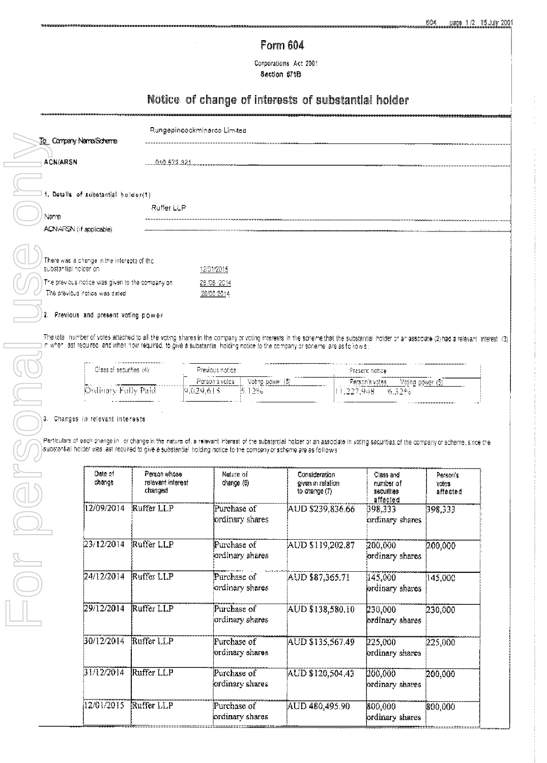# Form 604

Corporations Act 2001
Section 671B

## Notice of change of interests of substantial holder

To Company Name/Scheme: Rungepincockminarco Limited

ACN/ARSN: 010 672 321

### 1. Details of substantial holder(1)

Name: Ruffer LLP

ACN/ARSN (if applicable):

There was a change in the interests of the substantial holder on: 12/01/2015

The previous notice was given to the company on: 28/08/2014

The previous notice was dated: 28/08/2014

### 2. Previous and present voting power

The total number of votes attached to all the voting shares in the company or voting interests in the scheme that the substantial holder or an associate (2) had a relevant interest (3) in when last required, and when now required, to give a substantial holding notice to the company or scheme, are as follows:

| Class of securities (4) | Previous notice | | Present notice | |
|---|---|---|---|---|
| | Person's votes | Voting power (5) | Person's votes | Voting power (5) |
| Ordinary Fully Paid | 9,029,615 | 5.12% | 11,227,948 | 6.32% |

### 3. Changes in relevant interests

Particulars of each change in, or change in the nature of, a relevant interest of the substantial holder or an associate in voting securities of the company or scheme, since the substantial holder was last required to give a substantial holding notice to the company or scheme are as follows:

| Date of change | Person whose relevant interest changed | Nature of change (6) | Consideration given in relation to change (7) | Class and number of securities affected | Person's votes affected |
|---|---|---|---|---|---|
| 12/09/2014 | Ruffer LLP | Purchase of ordinary shares | AUD $239,836.66 | 398,333 ordinary shares | 398,333 |
| 23/12/2014 | Ruffer LLP | Purchase of ordinary shares | AUD $119,202.87 | 200,000 ordinary shares | 200,000 |
| 24/12/2014 | Ruffer LLP | Purchase of ordinary shares | AUD $87,365.71 | 145,000 ordinary shares | 145,000 |
| 29/12/2014 | Ruffer LLP | Purchase of ordinary shares | AUD $138,580.10 | 230,000 ordinary shares | 230,000 |
| 30/12/2014 | Ruffer LLP | Purchase of ordinary shares | AUD $135,567.49 | 225,000 ordinary shares | 225,000 |
| 31/12/2014 | Ruffer LLP | Purchase of ordinary shares | AUD $120,504.43 | 200,000 ordinary shares | 200,000 |
| 12/01/2015 | Ruffer LLP | Purchase of ordinary shares | AUD 480,495.90 | 800,000 ordinary shares | 800,000 |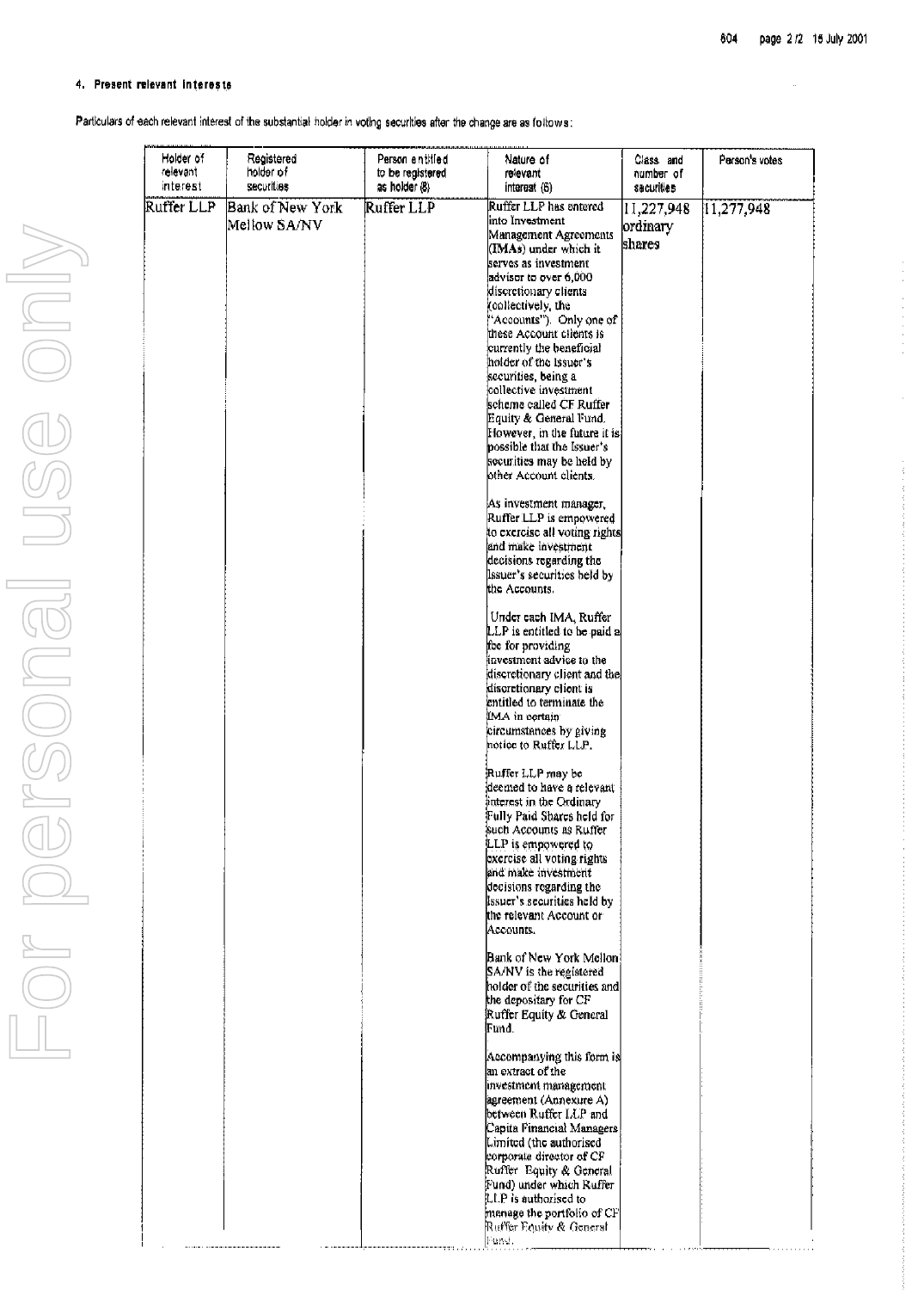#### 4. Present relevant interests

Particulars of each relevant interest of the substantial holder in voting securities after the change are as follows:

| Holder of relevant interest | Registered holder of securities | Person entitled to be registered as holder (8) | Nature of relevant interest (6) | Class and number of securities | Person's votes |
|---|---|---|---|---|---|
| Ruffer LLP | Bank of New York Mellow SA/NV | Ruffer LLP | Ruffer LLP has entered into Investment Management Agreements (IMAs) under which it serves as investment advisor to over 6,000 discretionary clients (collectively, the "Accounts"). Only one of these Account clients is currently the beneficial holder of the Issuer's securities, being a collective investment scheme called CF Ruffer Equity & General Fund. However, in the future it is possible that the Issuer's securities may be held by other Account clients.<br><br>As investment manager, Ruffer LLP is empowered to exercise all voting rights and make investment decisions regarding the Issuer's securities held by the Accounts.<br><br>Under each IMA, Ruffer LLP is entitled to be paid a fee for providing investment advice to the discretionary client and the discretionary client is entitled to terminate the IMA in certain circumstances by giving notice to Ruffer LLP.<br><br>Ruffer LLP may be deemed to have a relevant interest in the Ordinary Fully Paid Shares held for such Accounts as Ruffer LLP is empowered to exercise all voting rights and make investment decisions regarding the Issuer's securities held by the relevant Account or Accounts.<br><br>Bank of New York Mellon SA/NV is the registered holder of the securities and the depositary for CF Ruffer Equity & General Fund.<br><br>Accompanying this form is an extract of the investment management agreement (Annexure A) between Ruffer LLP and Capita Financial Managers Limited (the authorised corporate director of CF Ruffer Equity & General Fund) under which Ruffer LLP is authorised to manage the portfolio of CF Ruffer Equity & General Fund. | 11,227,948 ordinary shares | 11,277,948 |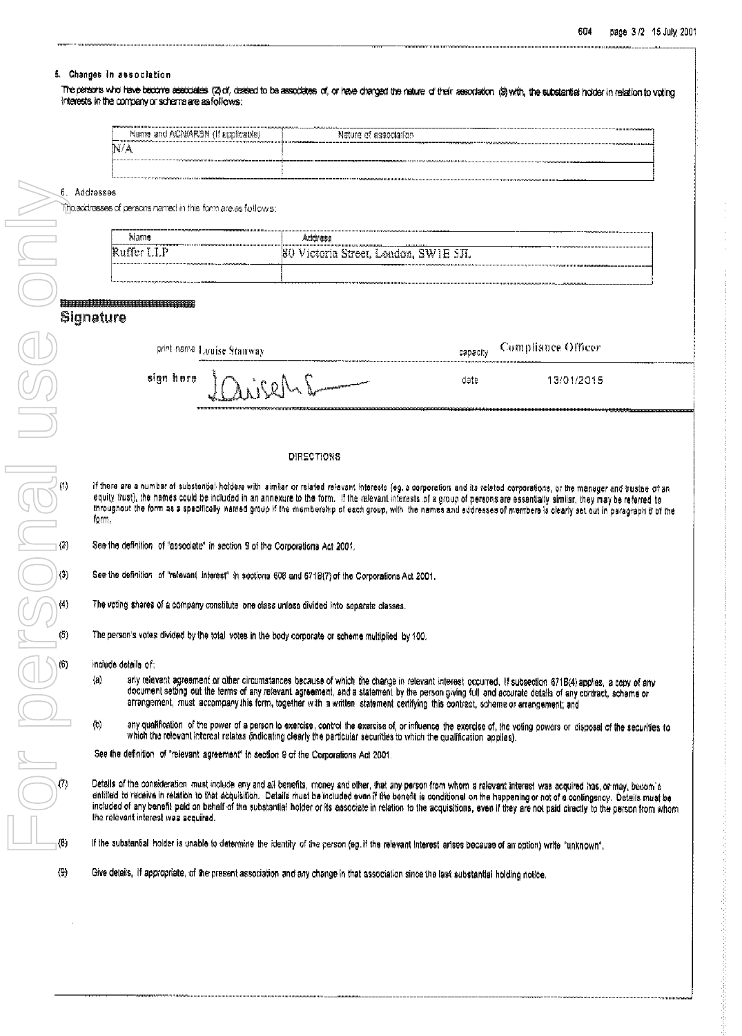## 5. Changes in association

The persons who have become associates (2) of, ceased to be associates of, or have changed the nature of their association (9) with, the substantial holder in relation to voting interests in the company or scheme are as follows:

| Name and ACN/ARSN (if applicable) | Nature of association |
|---|---|
| N/A | |
| | |

## 6. Addresses

The addresses of persons named in this form are as follows:

| Name | Address |
|---|---|
| Ruffer LLP | 80 Victoria Street, London, SW1E 5JL |
| | |

## Signature

print name Louise Stanway | capacity Compliance Officer

sign here | date 13/01/2015

### DIRECTIONS

(1) If there are a number of substantial holders with similar or related relevant interests (eg. a corporation and its related corporations, or the manager and trustee of an equity trust), the names could be included in an annexure to the form. If the relevant interests of a group of persons are essentially similar, they may be referred to throughout the form as a specifically named group if the membership of each group, with the names and addresses of members is clearly set out in paragraph 6 of the form.

(2) See the definition of "associate" in section 9 of the Corporations Act 2001.

(3) See the definition of "relevant interest" in sections 608 and 671B(7) of the Corporations Act 2001.

(4) The voting shares of a company constitute one class unless divided into separate classes.

(5) The person's votes divided by the total votes in the body corporate or scheme multiplied by 100.

(6) Include details of:

(a) any relevant agreement or other circumstances because of which the change in relevant interest occurred. If subsection 671B(4) applies, a copy of any document setting out the terms of any relevant agreement, and a statement by the person giving full and accurate details of any contract, scheme or arrangement, must accompany this form, together with a written statement certifying this contract, scheme or arrangement; and

(b) any qualification of the power of a person to exercise, control the exercise of, or influence the exercise of, the voting powers or disposal of the securities to which the relevant interest relates (indicating clearly the particular securities to which the qualification applies).

See the definition of "relevant agreement" in section 9 of the Corporations Act 2001.

(7) Details of the consideration must include any and all benefits, money and other, that any person from whom a relevant interest was acquired has, or may, become entitled to receive in relation to that acquisition. Details must be included even if the benefit is conditional on the happening or not of a contingency. Details must be included of any benefit paid on behalf of the substantial holder or its associate in relation to the acquisitions, even if they are not paid directly to the person from whom the relevant interest was acquired.

(8) If the substantial holder is unable to determine the identity of the person (eg. if the relevant interest arises because of an option) write "unknown".

(9) Give details, if appropriate, of the present association and any change in that association since the last substantial holding notice.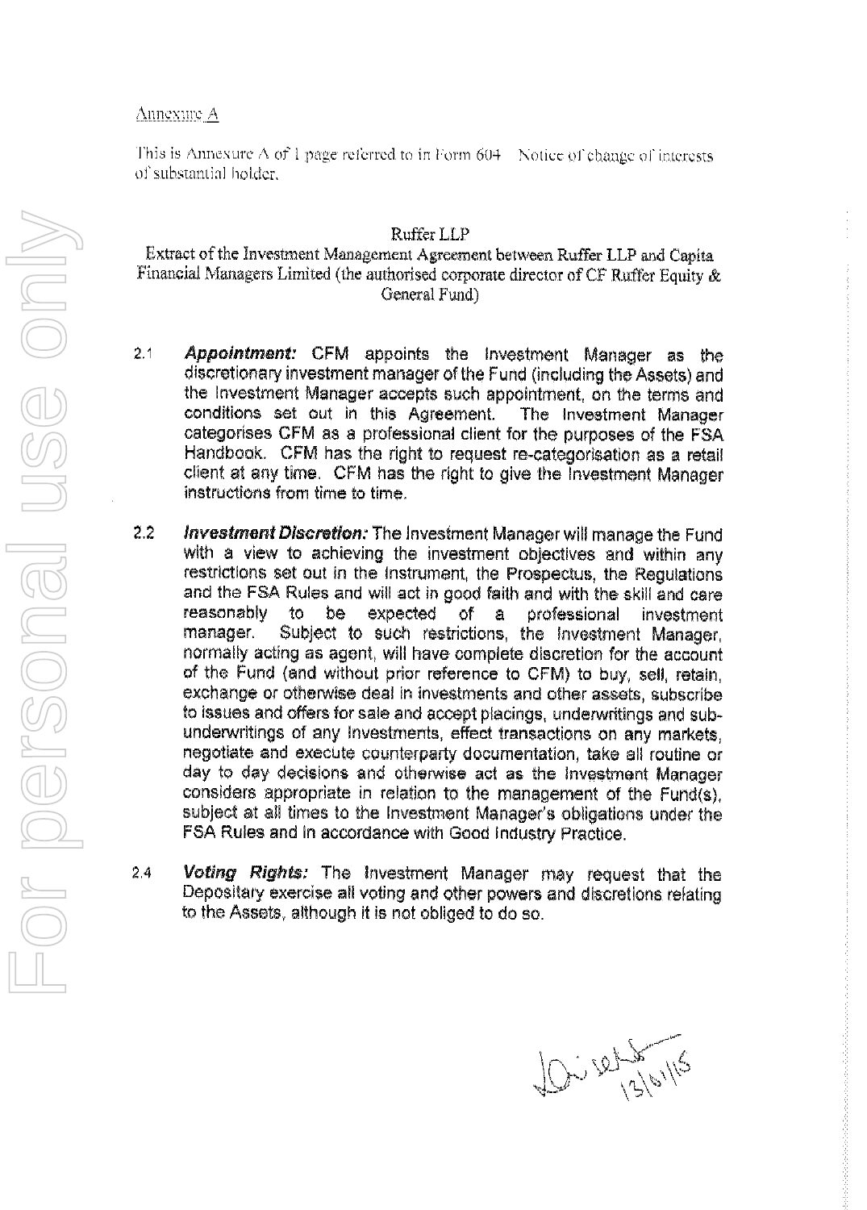Annexure A

This is Annexure A of 1 page referred to in Form 604 Notice of change of interests of substantial holder.

Ruffer LLP

Extract of the Investment Management Agreement between Ruffer LLP and Capita Financial Managers Limited (the authorised corporate director of CF Ruffer Equity & General Fund)

2.1 ***Appointment:*** CFM appoints the Investment Manager as the discretionary investment manager of the Fund (including the Assets) and the Investment Manager accepts such appointment, on the terms and conditions set out in this Agreement. The Investment Manager categorises CFM as a professional client for the purposes of the FSA Handbook. CFM has the right to request re-categorisation as a retail client at any time. CFM has the right to give the Investment Manager instructions from time to time.

2.2 ***Investment Discretion:*** The Investment Manager will manage the Fund with a view to achieving the investment objectives and within any restrictions set out in the Instrument, the Prospectus, the Regulations and the FSA Rules and will act in good faith and with the skill and care reasonably to be expected of a professional investment manager. Subject to such restrictions, the Investment Manager, normally acting as agent, will have complete discretion for the account of the Fund (and without prior reference to CFM) to buy, sell, retain, exchange or otherwise deal in investments and other assets, subscribe to issues and offers for sale and accept placings, underwritings and sub-underwritings of any investments, effect transactions on any markets, negotiate and execute counterparty documentation, take all routine or day to day decisions and otherwise act as the Investment Manager considers appropriate in relation to the management of the Fund(s), subject at all times to the Investment Manager's obligations under the FSA Rules and in accordance with Good Industry Practice.

2.4 ***Voting Rights:*** The Investment Manager may request that the Depositary exercise all voting and other powers and discretions relating to the Assets, although it is not obliged to do so.

13/01/15